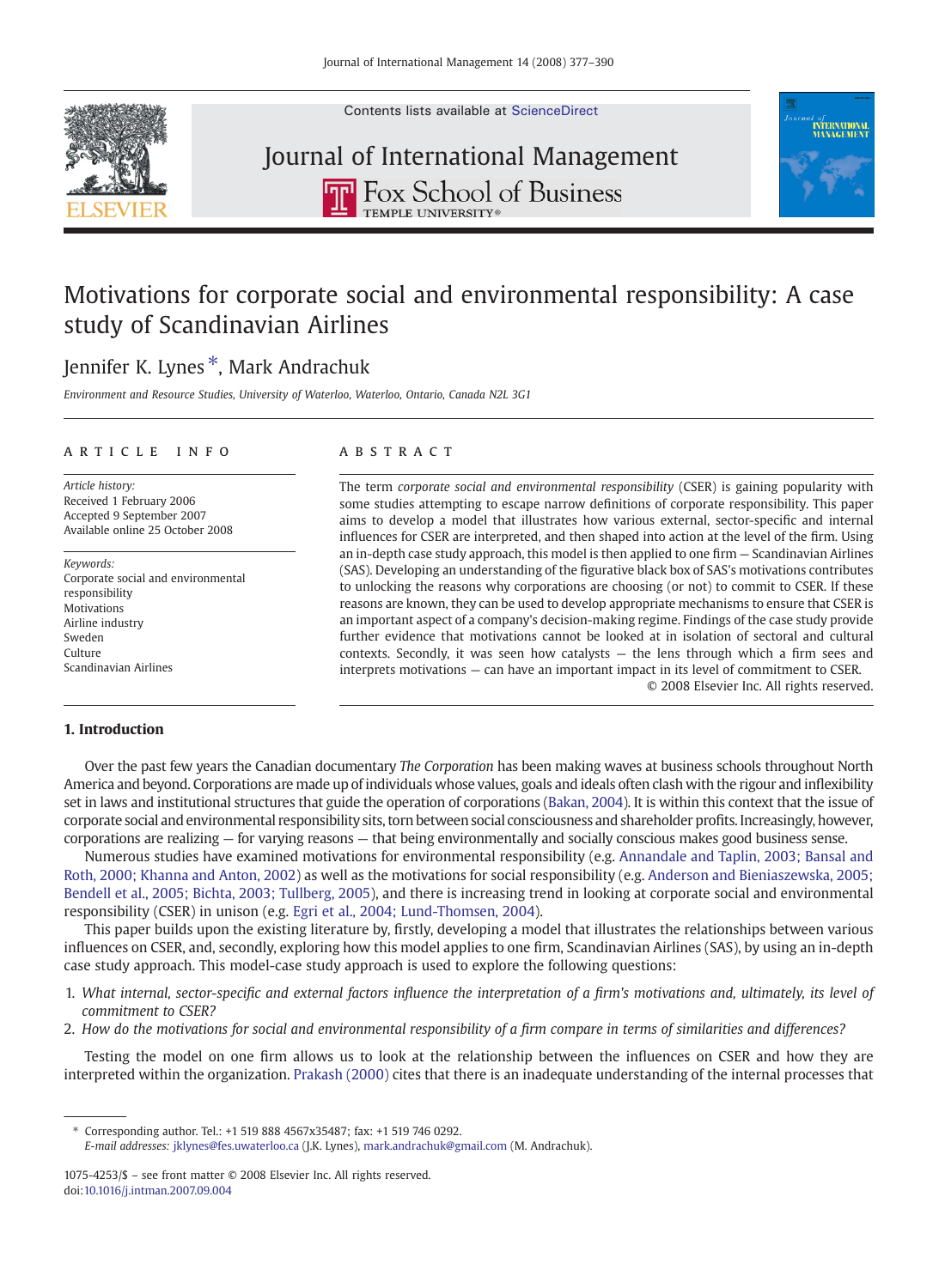# Motivations for corporate social and environmental responsibility: A case study of Scandinavian Airlines

Jennifer K. Lynes *, Mark Andrachuk

*Environment and Resource Studies, University of Waterloo, Waterloo, Ontario, Canada N2L 3G1*

## ARTICLE INFO

*Article history:*
Received 1 February 2006
Accepted 9 September 2007
Available online 25 October 2008

*Keywords:*
Corporate social and environmental responsibility
Motivations
Airline industry
Sweden
Culture
Scandinavian Airlines

## ABSTRACT

The term *corporate social and environmental responsibility* (CSER) is gaining popularity with some studies attempting to escape narrow definitions of corporate responsibility. This paper aims to develop a model that illustrates how various external, sector-specific and internal influences for CSER are interpreted, and then shaped into action at the level of the firm. Using an in-depth case study approach, this model is then applied to one firm — Scandinavian Airlines (SAS). Developing an understanding of the figurative black box of SAS's motivations contributes to unlocking the reasons why corporations are choosing (or not) to commit to CSER. If these reasons are known, they can be used to develop appropriate mechanisms to ensure that CSER is an important aspect of a company's decision-making regime. Findings of the case study provide further evidence that motivations cannot be looked at in isolation of sectoral and cultural contexts. Secondly, it was seen how catalysts — the lens through which a firm sees and interprets motivations — can have an important impact in its level of commitment to CSER.

© 2008 Elsevier Inc. All rights reserved.

## 1. Introduction

Over the past few years the Canadian documentary *The Corporation* has been making waves at business schools throughout North America and beyond. Corporations are made up of individuals whose values, goals and ideals often clash with the rigour and inflexibility set in laws and institutional structures that guide the operation of corporations (Bakan, 2004). It is within this context that the issue of corporate social and environmental responsibility sits, torn between social consciousness and shareholder profits. Increasingly, however, corporations are realizing — for varying reasons — that being environmentally and socially conscious makes good business sense.

Numerous studies have examined motivations for environmental responsibility (e.g. Annandale and Taplin, 2003; Bansal and Roth, 2000; Khanna and Anton, 2002) as well as the motivations for social responsibility (e.g. Anderson and Bieniaszewska, 2005; Bendell et al., 2005; Bichta, 2003; Tullberg, 2005), and there is increasing trend in looking at corporate social and environmental responsibility (CSER) in unison (e.g. Egri et al., 2004; Lund-Thomsen, 2004).

This paper builds upon the existing literature by, firstly, developing a model that illustrates the relationships between various influences on CSER, and, secondly, exploring how this model applies to one firm, Scandinavian Airlines (SAS), by using an in-depth case study approach. This model-case study approach is used to explore the following questions:

1. *What internal, sector-specific and external factors influence the interpretation of a firm's motivations and, ultimately, its level of commitment to CSER?*
2. *How do the motivations for social and environmental responsibility of a firm compare in terms of similarities and differences?*

Testing the model on one firm allows us to look at the relationship between the influences on CSER and how they are interpreted within the organization. Prakash (2000) cites that there is an inadequate understanding of the internal processes that

* Corresponding author. Tel.: +1 519 888 4567x35487; fax: +1 519 746 0292.
*E-mail addresses:* jklynes@fes.uwaterloo.ca (J.K. Lynes), mark.andrachuk@gmail.com (M. Andrachuk).

1075-4253/$ – see front matter © 2008 Elsevier Inc. All rights reserved.
doi:10.1016/j.intman.2007.09.004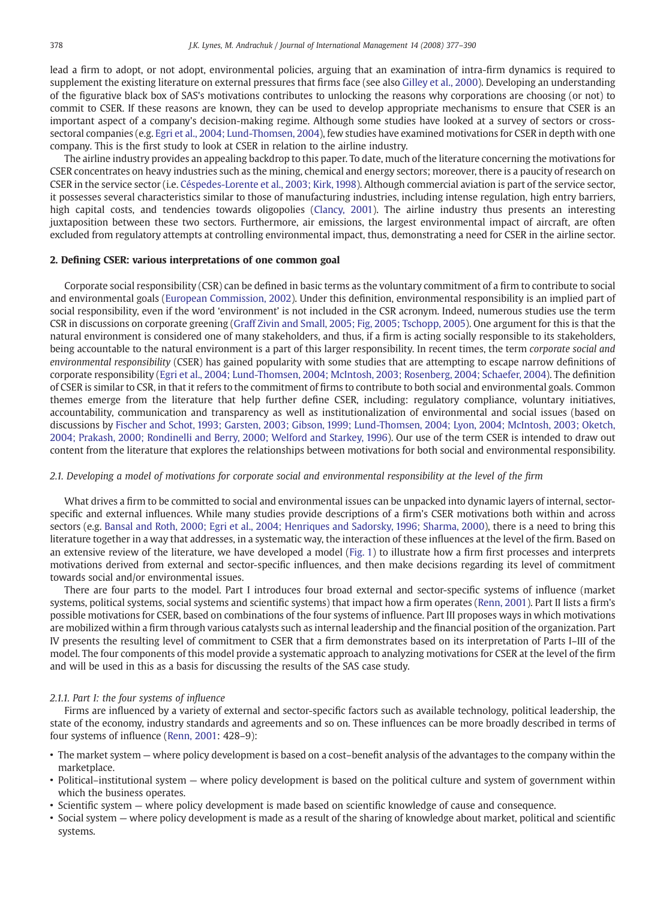lead a firm to adopt, or not adopt, environmental policies, arguing that an examination of intra-firm dynamics is required to supplement the existing literature on external pressures that firms face (see also Gilley et al., 2000). Developing an understanding of the figurative black box of SAS's motivations contributes to unlocking the reasons why corporations are choosing (or not) to commit to CSER. If these reasons are known, they can be used to develop appropriate mechanisms to ensure that CSER is an important aspect of a company's decision-making regime. Although some studies have looked at a survey of sectors or cross-sectoral companies (e.g. Egri et al., 2004; Lund-Thomsen, 2004), few studies have examined motivations for CSER in depth with one company. This is the first study to look at CSER in relation to the airline industry.

The airline industry provides an appealing backdrop to this paper. To date, much of the literature concerning the motivations for CSER concentrates on heavy industries such as the mining, chemical and energy sectors; moreover, there is a paucity of research on CSER in the service sector (i.e. Céspedes-Lorente et al., 2003; Kirk, 1998). Although commercial aviation is part of the service sector, it possesses several characteristics similar to those of manufacturing industries, including intense regulation, high entry barriers, high capital costs, and tendencies towards oligopolies (Clancy, 2001). The airline industry thus presents an interesting juxtaposition between these two sectors. Furthermore, air emissions, the largest environmental impact of aircraft, are often excluded from regulatory attempts at controlling environmental impact, thus, demonstrating a need for CSER in the airline sector.

## 2. Defining CSER: various interpretations of one common goal

Corporate social responsibility (CSR) can be defined in basic terms as the voluntary commitment of a firm to contribute to social and environmental goals (European Commission, 2002). Under this definition, environmental responsibility is an implied part of social responsibility, even if the word 'environment' is not included in the CSR acronym. Indeed, numerous studies use the term CSR in discussions on corporate greening (Graff Zivin and Small, 2005; Fig, 2005; Tschopp, 2005). One argument for this is that the natural environment is considered one of many stakeholders, and thus, if a firm is acting socially responsible to its stakeholders, being accountable to the natural environment is a part of this larger responsibility. In recent times, the term *corporate social and environmental responsibility* (CSER) has gained popularity with some studies that are attempting to escape narrow definitions of corporate responsibility (Egri et al., 2004; Lund-Thomsen, 2004; McIntosh, 2003; Rosenberg, 2004; Schaefer, 2004). The definition of CSER is similar to CSR, in that it refers to the commitment of firms to contribute to both social and environmental goals. Common themes emerge from the literature that help further define CSER, including: regulatory compliance, voluntary initiatives, accountability, communication and transparency as well as institutionalization of environmental and social issues (based on discussions by Fischer and Schot, 1993; Garsten, 2003; Gibson, 1999; Lund-Thomsen, 2004; Lyon, 2004; McIntosh, 2003; Oketch, 2004; Prakash, 2000; Rondinelli and Berry, 2000; Welford and Starkey, 1996). Our use of the term CSER is intended to draw out content from the literature that explores the relationships between motivations for both social and environmental responsibility.

### *2.1. Developing a model of motivations for corporate social and environmental responsibility at the level of the firm*

What drives a firm to be committed to social and environmental issues can be unpacked into dynamic layers of internal, sector-specific and external influences. While many studies provide descriptions of a firm's CSER motivations both within and across sectors (e.g. Bansal and Roth, 2000; Egri et al., 2004; Henriques and Sadorsky, 1996; Sharma, 2000), there is a need to bring this literature together in a way that addresses, in a systematic way, the interaction of these influences at the level of the firm. Based on an extensive review of the literature, we have developed a model (Fig. 1) to illustrate how a firm first processes and interprets motivations derived from external and sector-specific influences, and then make decisions regarding its level of commitment towards social and/or environmental issues.

There are four parts to the model. Part I introduces four broad external and sector-specific systems of influence (market systems, political systems, social systems and scientific systems) that impact how a firm operates (Renn, 2001). Part II lists a firm's possible motivations for CSER, based on combinations of the four systems of influence. Part III proposes ways in which motivations are mobilized within a firm through various catalysts such as internal leadership and the financial position of the organization. Part IV presents the resulting level of commitment to CSER that a firm demonstrates based on its interpretation of Parts I–III of the model. The four components of this model provide a systematic approach to analyzing motivations for CSER at the level of the firm and will be used in this as a basis for discussing the results of the SAS case study.

#### *2.1.1. Part I: the four systems of influence*

Firms are influenced by a variety of external and sector-specific factors such as available technology, political leadership, the state of the economy, industry standards and agreements and so on. These influences can be more broadly described in terms of four systems of influence (Renn, 2001: 428–9):

- The market system — where policy development is based on a cost–benefit analysis of the advantages to the company within the marketplace.
- Political–institutional system — where policy development is based on the political culture and system of government within which the business operates.
- Scientific system — where policy development is made based on scientific knowledge of cause and consequence.
- Social system — where policy development is made as a result of the sharing of knowledge about market, political and scientific systems.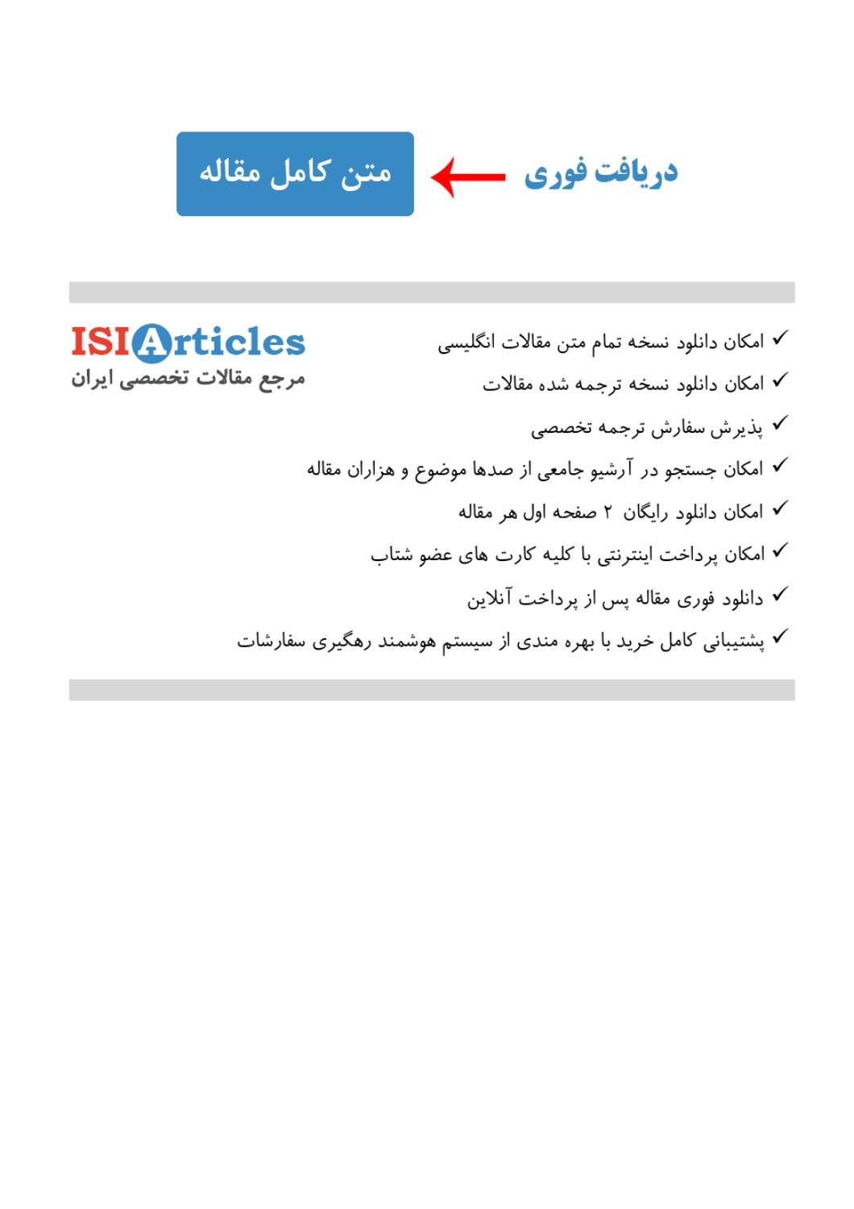دریافت فوری ← **متن کامل مقاله**

**ISIArticles**
مرجع مقالات تخصصی ایران

- ✓ امکان دانلود نسخه تمام متن مقالات انگلیسی
- ✓ امکان دانلود نسخه ترجمه شده مقالات
- ✓ پذیرش سفارش ترجمه تخصصی
- ✓ امکان جستجو در آرشیو جامعی از صدها موضوع و هزاران مقاله
- ✓ امکان دانلود رایگان ۲ صفحه اول هر مقاله
- ✓ امکان پرداخت اینترنتی با کلیه کارت های عضو شتاب
- ✓ دانلود فوری مقاله پس از پرداخت آنلاین
- ✓ پشتیبانی کامل خرید با بهره مندی از سیستم هوشمند رهگیری سفارشات